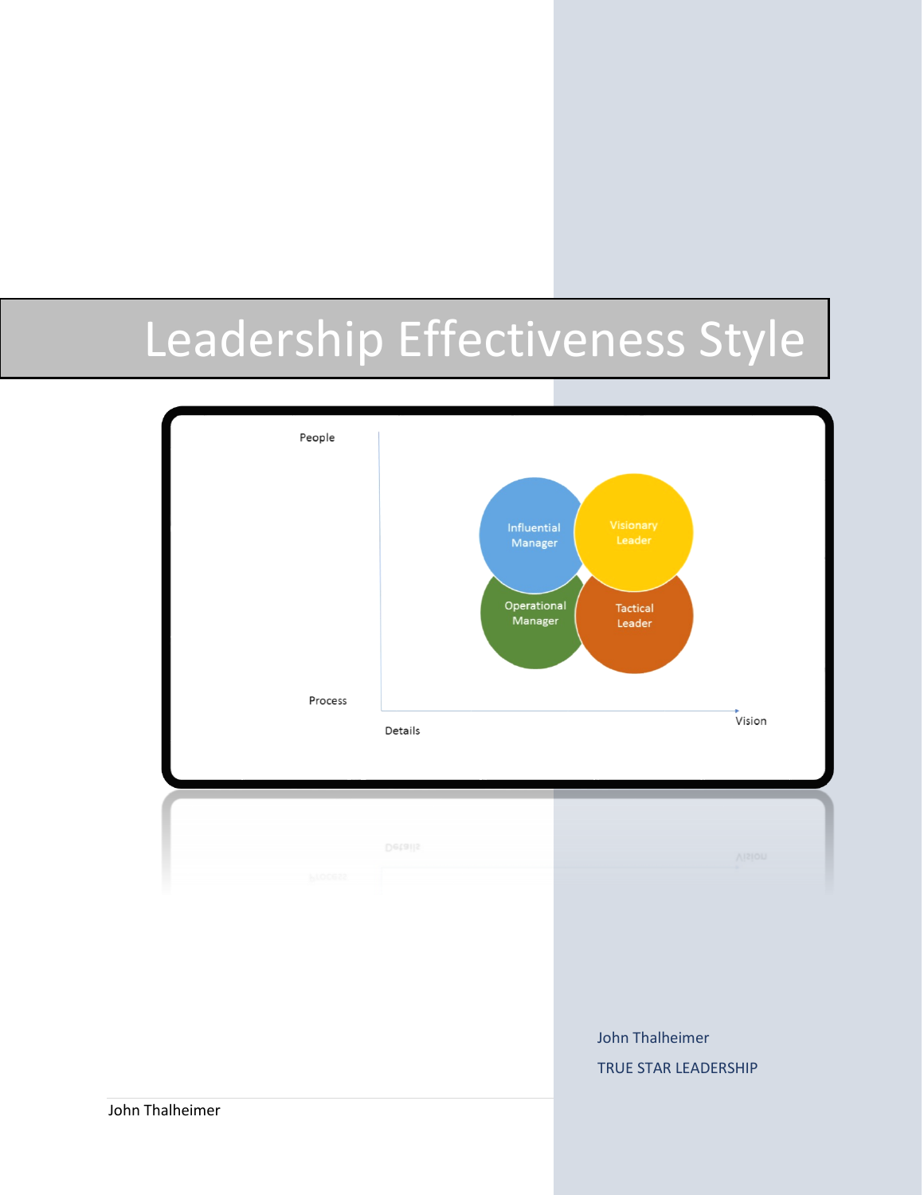# Leadership Effectiveness Style

People

Influential Manager

Visionary Leader

Operational Manager

Tactical Leader

Process

Details

Vision

John Thalheimer

TRUE STAR LEADERSHIP

John Thalheimer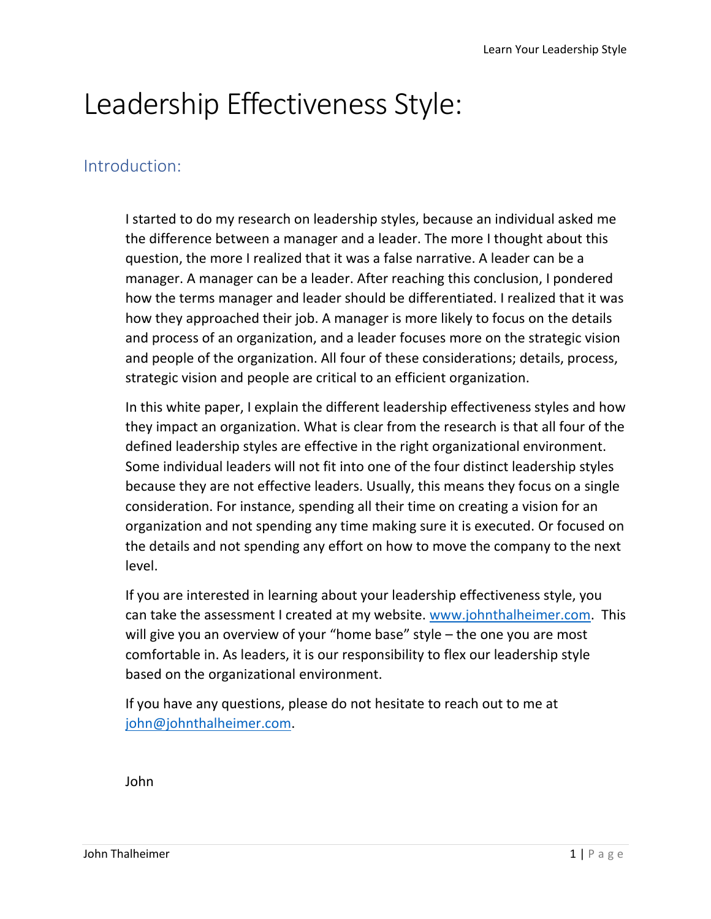# Leadership Effectiveness Style:

## Introduction:

I started to do my research on leadership styles, because an individual asked me the difference between a manager and a leader. The more I thought about this question, the more I realized that it was a false narrative. A leader can be a manager. A manager can be a leader. After reaching this conclusion, I pondered how the terms manager and leader should be differentiated. I realized that it was how they approached their job. A manager is more likely to focus on the details and process of an organization, and a leader focuses more on the strategic vision and people of the organization. All four of these considerations; details, process, strategic vision and people are critical to an efficient organization.

In this white paper, I explain the different leadership effectiveness styles and how they impact an organization. What is clear from the research is that all four of the defined leadership styles are effective in the right organizational environment. Some individual leaders will not fit into one of the four distinct leadership styles because they are not effective leaders. Usually, this means they focus on a single consideration. For instance, spending all their time on creating a vision for an organization and not spending any time making sure it is executed. Or focused on the details and not spending any effort on how to move the company to the next level.

If you are interested in learning about your leadership effectiveness style, you can take the assessment I created at my website. www.johnthalheimer.com. This will give you an overview of your "home base" style – the one you are most comfortable in. As leaders, it is our responsibility to flex our leadership style based on the organizational environment.

If you have any questions, please do not hesitate to reach out to me at john@johnthalheimer.com.

John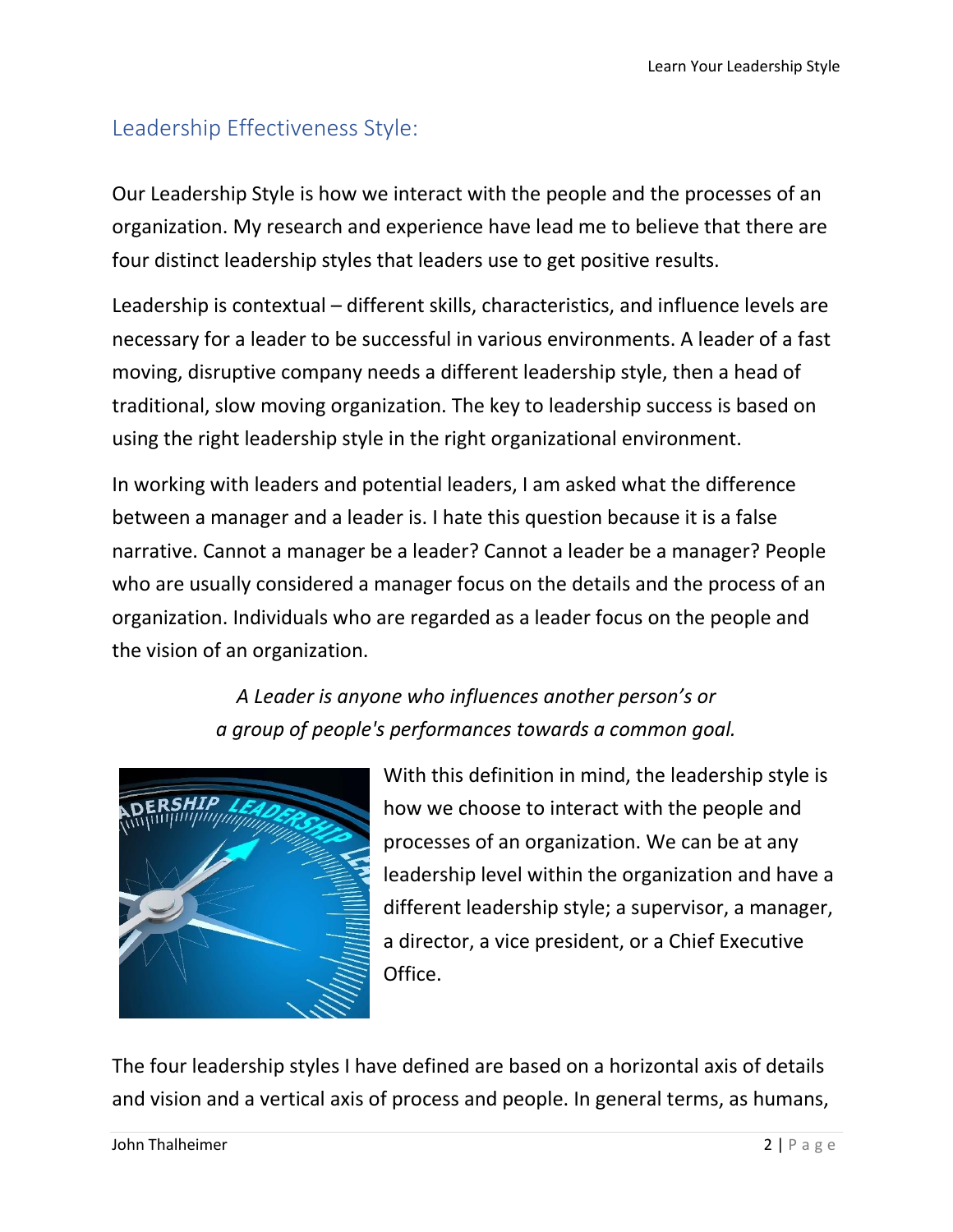## Leadership Effectiveness Style:

Our Leadership Style is how we interact with the people and the processes of an organization. My research and experience have lead me to believe that there are four distinct leadership styles that leaders use to get positive results.

Leadership is contextual – different skills, characteristics, and influence levels are necessary for a leader to be successful in various environments. A leader of a fast moving, disruptive company needs a different leadership style, then a head of traditional, slow moving organization. The key to leadership success is based on using the right leadership style in the right organizational environment.

In working with leaders and potential leaders, I am asked what the difference between a manager and a leader is. I hate this question because it is a false narrative. Cannot a manager be a leader? Cannot a leader be a manager? People who are usually considered a manager focus on the details and the process of an organization. Individuals who are regarded as a leader focus on the people and the vision of an organization.

*A Leader is anyone who influences another person's or a group of people's performances towards a common goal.*

With this definition in mind, the leadership style is how we choose to interact with the people and processes of an organization. We can be at any leadership level within the organization and have a different leadership style; a supervisor, a manager, a director, a vice president, or a Chief Executive Office.

The four leadership styles I have defined are based on a horizontal axis of details and vision and a vertical axis of process and people. In general terms, as humans,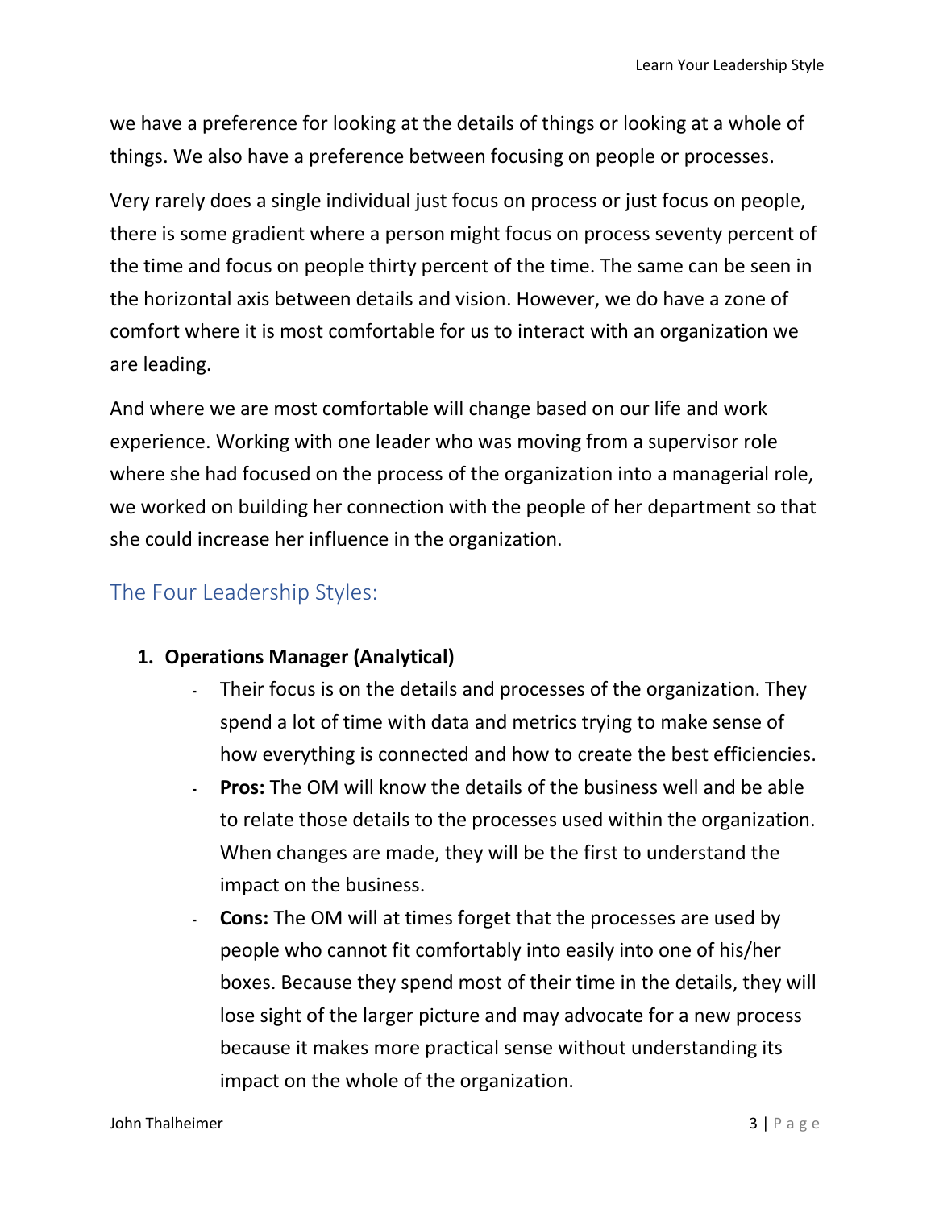we have a preference for looking at the details of things or looking at a whole of things. We also have a preference between focusing on people or processes.

Very rarely does a single individual just focus on process or just focus on people, there is some gradient where a person might focus on process seventy percent of the time and focus on people thirty percent of the time. The same can be seen in the horizontal axis between details and vision. However, we do have a zone of comfort where it is most comfortable for us to interact with an organization we are leading.

And where we are most comfortable will change based on our life and work experience. Working with one leader who was moving from a supervisor role where she had focused on the process of the organization into a managerial role, we worked on building her connection with the people of her department so that she could increase her influence in the organization.

## The Four Leadership Styles:

1. **Operations Manager (Analytical)**
    - Their focus is on the details and processes of the organization. They spend a lot of time with data and metrics trying to make sense of how everything is connected and how to create the best efficiencies.
    - **Pros:** The OM will know the details of the business well and be able to relate those details to the processes used within the organization. When changes are made, they will be the first to understand the impact on the business.
    - **Cons:** The OM will at times forget that the processes are used by people who cannot fit comfortably into easily into one of his/her boxes. Because they spend most of their time in the details, they will lose sight of the larger picture and may advocate for a new process because it makes more practical sense without understanding its impact on the whole of the organization.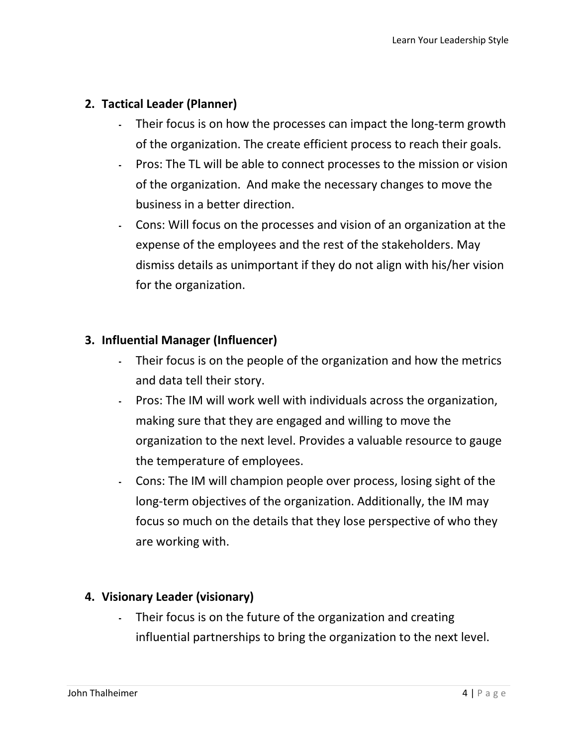2. **Tactical Leader (Planner)**
    - Their focus is on how the processes can impact the long-term growth of the organization. The create efficient process to reach their goals.
    - Pros: The TL will be able to connect processes to the mission or vision of the organization. And make the necessary changes to move the business in a better direction.
    - Cons: Will focus on the processes and vision of an organization at the expense of the employees and the rest of the stakeholders. May dismiss details as unimportant if they do not align with his/her vision for the organization.

3. **Influential Manager (Influencer)**
    - Their focus is on the people of the organization and how the metrics and data tell their story.
    - Pros: The IM will work well with individuals across the organization, making sure that they are engaged and willing to move the organization to the next level. Provides a valuable resource to gauge the temperature of employees.
    - Cons: The IM will champion people over process, losing sight of the long-term objectives of the organization. Additionally, the IM may focus so much on the details that they lose perspective of who they are working with.

4. **Visionary Leader (visionary)**
    - Their focus is on the future of the organization and creating influential partnerships to bring the organization to the next level.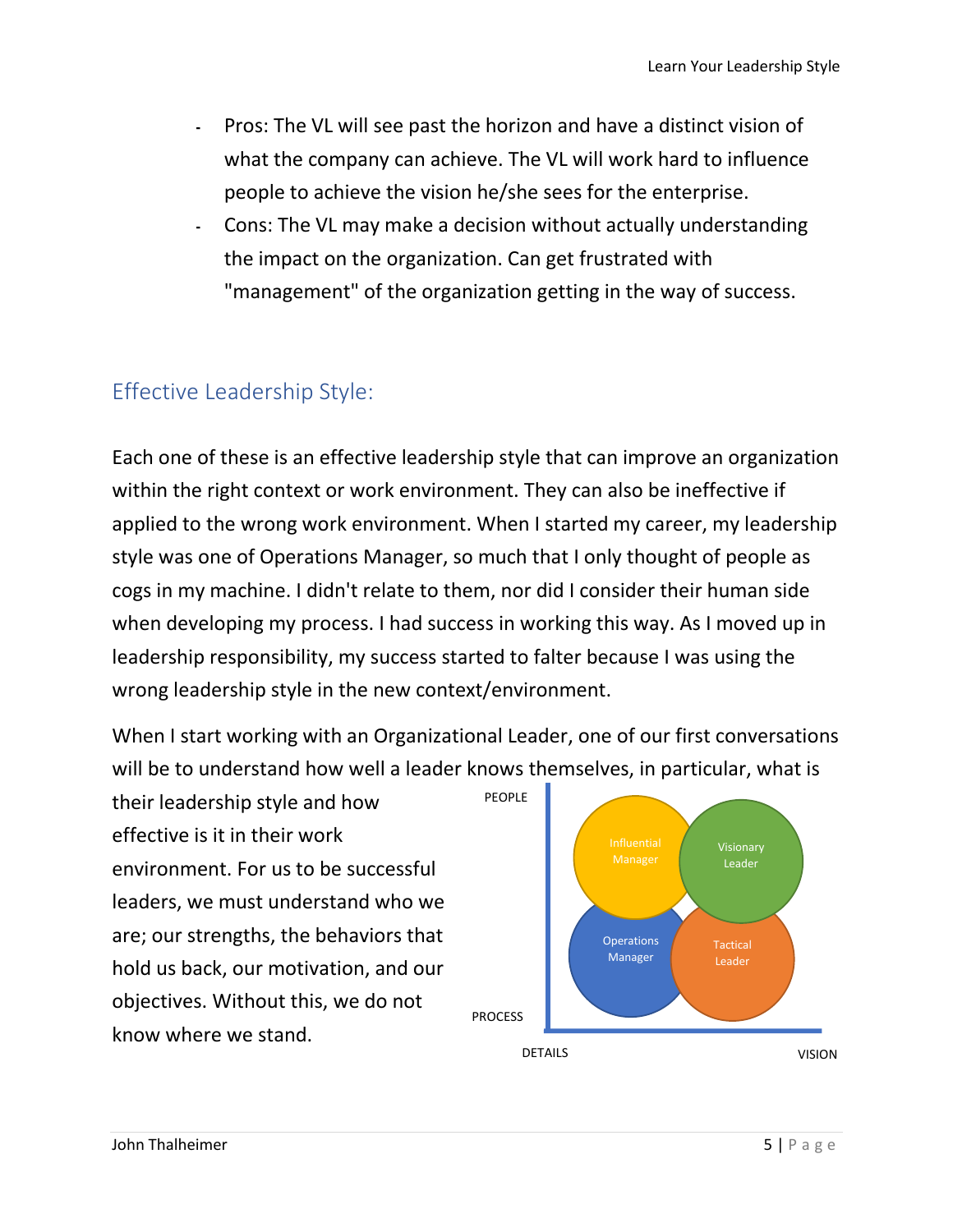- Pros: The VL will see past the horizon and have a distinct vision of what the company can achieve. The VL will work hard to influence people to achieve the vision he/she sees for the enterprise.
- Cons: The VL may make a decision without actually understanding the impact on the organization. Can get frustrated with "management" of the organization getting in the way of success.

## Effective Leadership Style:

Each one of these is an effective leadership style that can improve an organization within the right context or work environment. They can also be ineffective if applied to the wrong work environment. When I started my career, my leadership style was one of Operations Manager, so much that I only thought of people as cogs in my machine. I didn't relate to them, nor did I consider their human side when developing my process. I had success in working this way. As I moved up in leadership responsibility, my success started to falter because I was using the wrong leadership style in the new context/environment.

When I start working with an Organizational Leader, one of our first conversations will be to understand how well a leader knows themselves, in particular, what is their leadership style and how effective is it in their work environment. For us to be successful leaders, we must understand who we are; our strengths, the behaviors that hold us back, our motivation, and our objectives. Without this, we do not know where we stand.

PEOPLE

Influential Manager

Visionary Leader

Operations Manager

Tactical Leader

PROCESS

DETAILS

VISION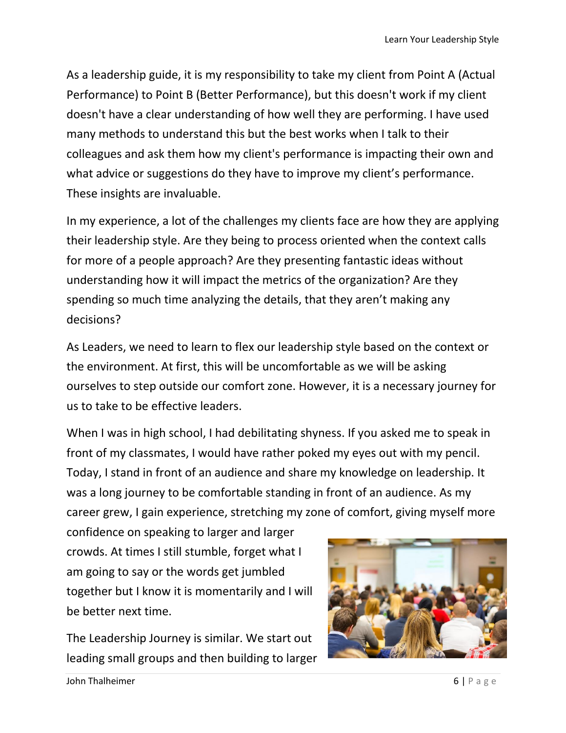As a leadership guide, it is my responsibility to take my client from Point A (Actual Performance) to Point B (Better Performance), but this doesn't work if my client doesn't have a clear understanding of how well they are performing. I have used many methods to understand this but the best works when I talk to their colleagues and ask them how my client's performance is impacting their own and what advice or suggestions do they have to improve my client's performance. These insights are invaluable.

In my experience, a lot of the challenges my clients face are how they are applying their leadership style. Are they being to process oriented when the context calls for more of a people approach? Are they presenting fantastic ideas without understanding how it will impact the metrics of the organization? Are they spending so much time analyzing the details, that they aren't making any decisions?

As Leaders, we need to learn to flex our leadership style based on the context or the environment. At first, this will be uncomfortable as we will be asking ourselves to step outside our comfort zone. However, it is a necessary journey for us to take to be effective leaders.

When I was in high school, I had debilitating shyness. If you asked me to speak in front of my classmates, I would have rather poked my eyes out with my pencil. Today, I stand in front of an audience and share my knowledge on leadership. It was a long journey to be comfortable standing in front of an audience. As my career grew, I gain experience, stretching my zone of comfort, giving myself more confidence on speaking to larger and larger crowds. At times I still stumble, forget what I am going to say or the words get jumbled together but I know it is momentarily and I will be better next time.

The Leadership Journey is similar. We start out leading small groups and then building to larger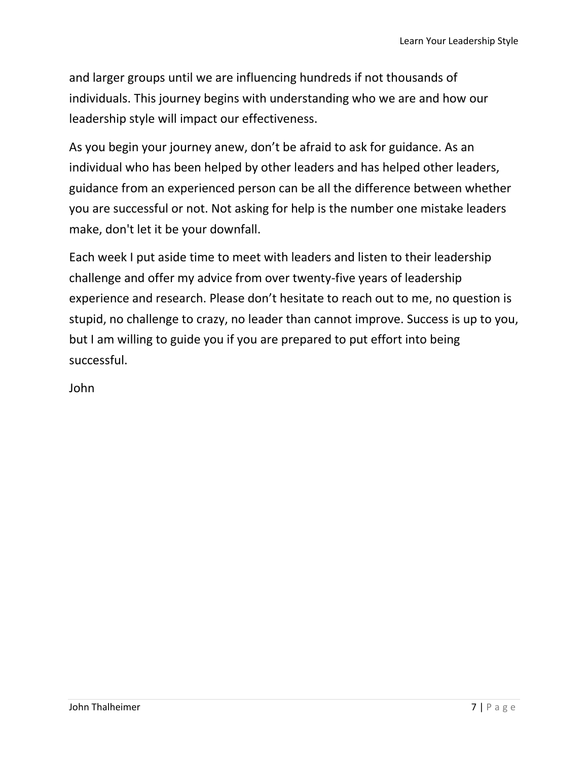and larger groups until we are influencing hundreds if not thousands of individuals. This journey begins with understanding who we are and how our leadership style will impact our effectiveness.

As you begin your journey anew, don't be afraid to ask for guidance. As an individual who has been helped by other leaders and has helped other leaders, guidance from an experienced person can be all the difference between whether you are successful or not. Not asking for help is the number one mistake leaders make, don't let it be your downfall.

Each week I put aside time to meet with leaders and listen to their leadership challenge and offer my advice from over twenty-five years of leadership experience and research. Please don't hesitate to reach out to me, no question is stupid, no challenge to crazy, no leader than cannot improve. Success is up to you, but I am willing to guide you if you are prepared to put effort into being successful.

John